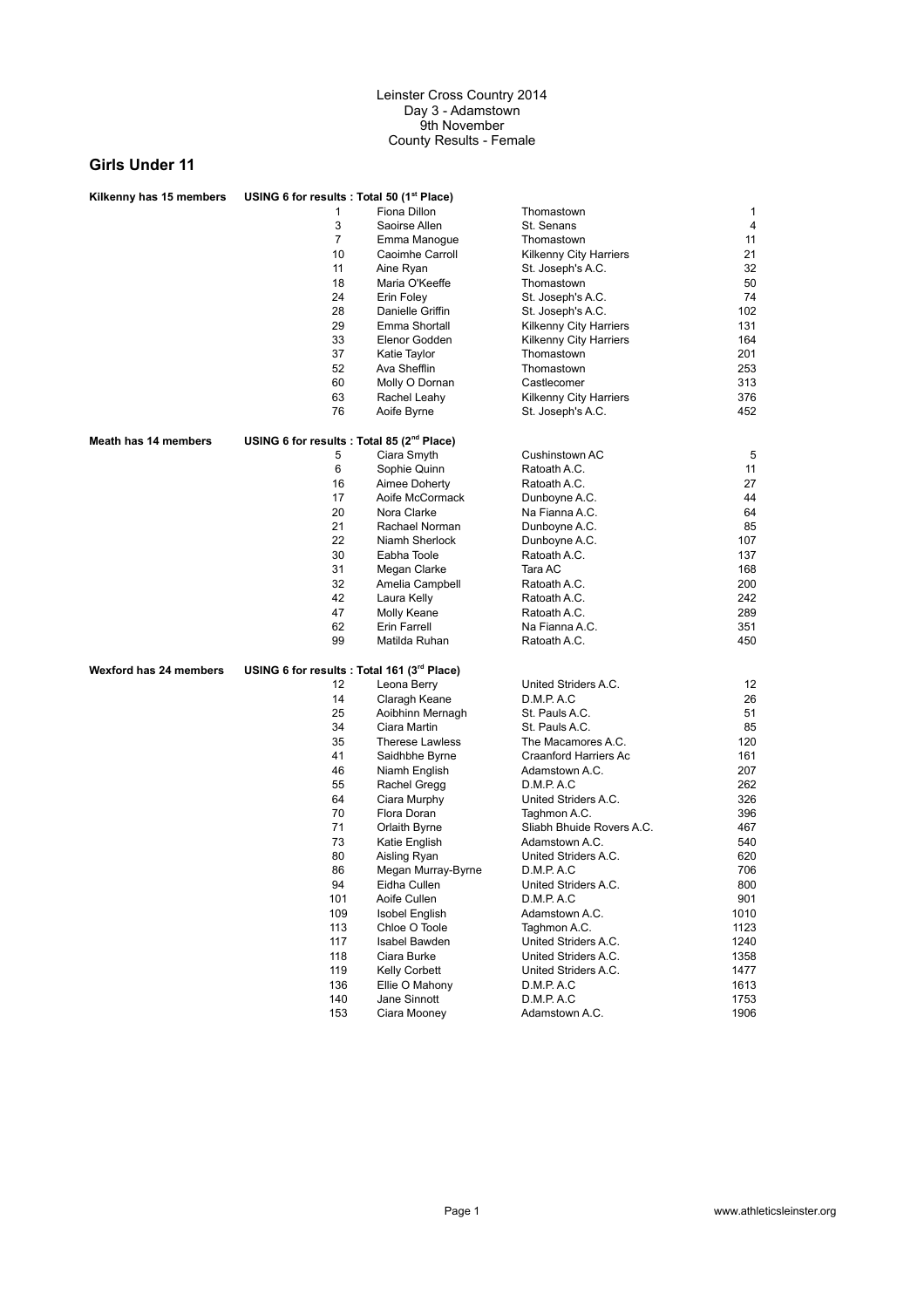Leinster Cross Country 2014
Day 3 - Adamstown
9th November
County Results - Female

## Girls Under 11

**Kilkenny has 15 members** — **USING 6 for results : Total 50 (1st Place)**

| Pos | Name | Club | Cumulative |
|---|---|---|---|
| 1 | Fiona Dillon | Thomastown | 1 |
| 3 | Saoirse Allen | St. Senans | 4 |
| 7 | Emma Manogue | Thomastown | 11 |
| 10 | Caoimhe Carroll | Kilkenny City Harriers | 21 |
| 11 | Aine Ryan | St. Joseph's A.C. | 32 |
| 18 | Maria O'Keeffe | Thomastown | 50 |
| 24 | Erin Foley | St. Joseph's A.C. | 74 |
| 28 | Danielle Griffin | St. Joseph's A.C. | 102 |
| 29 | Emma Shortall | Kilkenny City Harriers | 131 |
| 33 | Elenor Godden | Kilkenny City Harriers | 164 |
| 37 | Katie Taylor | Thomastown | 201 |
| 52 | Ava Shefflin | Thomastown | 253 |
| 60 | Molly O Dornan | Castlecomer | 313 |
| 63 | Rachel Leahy | Kilkenny City Harriers | 376 |
| 76 | Aoife Byrne | St. Joseph's A.C. | 452 |

**Meath has 14 members** — **USING 6 for results : Total 85 (2nd Place)**

| Pos | Name | Club | Cumulative |
|---|---|---|---|
| 5 | Ciara Smyth | Cushinstown AC | 5 |
| 6 | Sophie Quinn | Ratoath A.C. | 11 |
| 16 | Aimee Doherty | Ratoath A.C. | 27 |
| 17 | Aoife McCormack | Dunboyne A.C. | 44 |
| 20 | Nora Clarke | Na Fianna A.C. | 64 |
| 21 | Rachael Norman | Dunboyne A.C. | 85 |
| 22 | Niamh Sherlock | Dunboyne A.C. | 107 |
| 30 | Eabha Toole | Ratoath A.C. | 137 |
| 31 | Megan Clarke | Tara AC | 168 |
| 32 | Amelia Campbell | Ratoath A.C. | 200 |
| 42 | Laura Kelly | Ratoath A.C. | 242 |
| 47 | Molly Keane | Ratoath A.C. | 289 |
| 62 | Erin Farrell | Na Fianna A.C. | 351 |
| 99 | Matilda Ruhan | Ratoath A.C. | 450 |

**Wexford has 24 members** — **USING 6 for results : Total 161 (3rd Place)**

| Pos | Name | Club | Cumulative |
|---|---|---|---|
| 12 | Leona Berry | United Striders A.C. | 12 |
| 14 | Claragh Keane | D.M.P. A.C | 26 |
| 25 | Aoibhinn Mernagh | St. Pauls A.C. | 51 |
| 34 | Ciara Martin | St. Pauls A.C. | 85 |
| 35 | Therese Lawless | The Macamores A.C. | 120 |
| 41 | Saidhbhe Byrne | Craanford Harriers Ac | 161 |
| 46 | Niamh English | Adamstown A.C. | 207 |
| 55 | Rachel Gregg | D.M.P. A.C | 262 |
| 64 | Ciara Murphy | United Striders A.C. | 326 |
| 70 | Flora Doran | Taghmon A.C. | 396 |
| 71 | Orlaith Byrne | Sliabh Bhuide Rovers A.C. | 467 |
| 73 | Katie English | Adamstown A.C. | 540 |
| 80 | Aisling Ryan | United Striders A.C. | 620 |
| 86 | Megan Murray-Byrne | D.M.P. A.C | 706 |
| 94 | Eidha Cullen | United Striders A.C. | 800 |
| 101 | Aoife Cullen | D.M.P. A.C | 901 |
| 109 | Isobel English | Adamstown A.C. | 1010 |
| 113 | Chloe O Toole | Taghmon A.C. | 1123 |
| 117 | Isabel Bawden | United Striders A.C. | 1240 |
| 118 | Ciara Burke | United Striders A.C. | 1358 |
| 119 | Kelly Corbett | United Striders A.C. | 1477 |
| 136 | Ellie O Mahony | D.M.P. A.C | 1613 |
| 140 | Jane Sinnott | D.M.P. A.C | 1753 |
| 153 | Ciara Mooney | Adamstown A.C. | 1906 |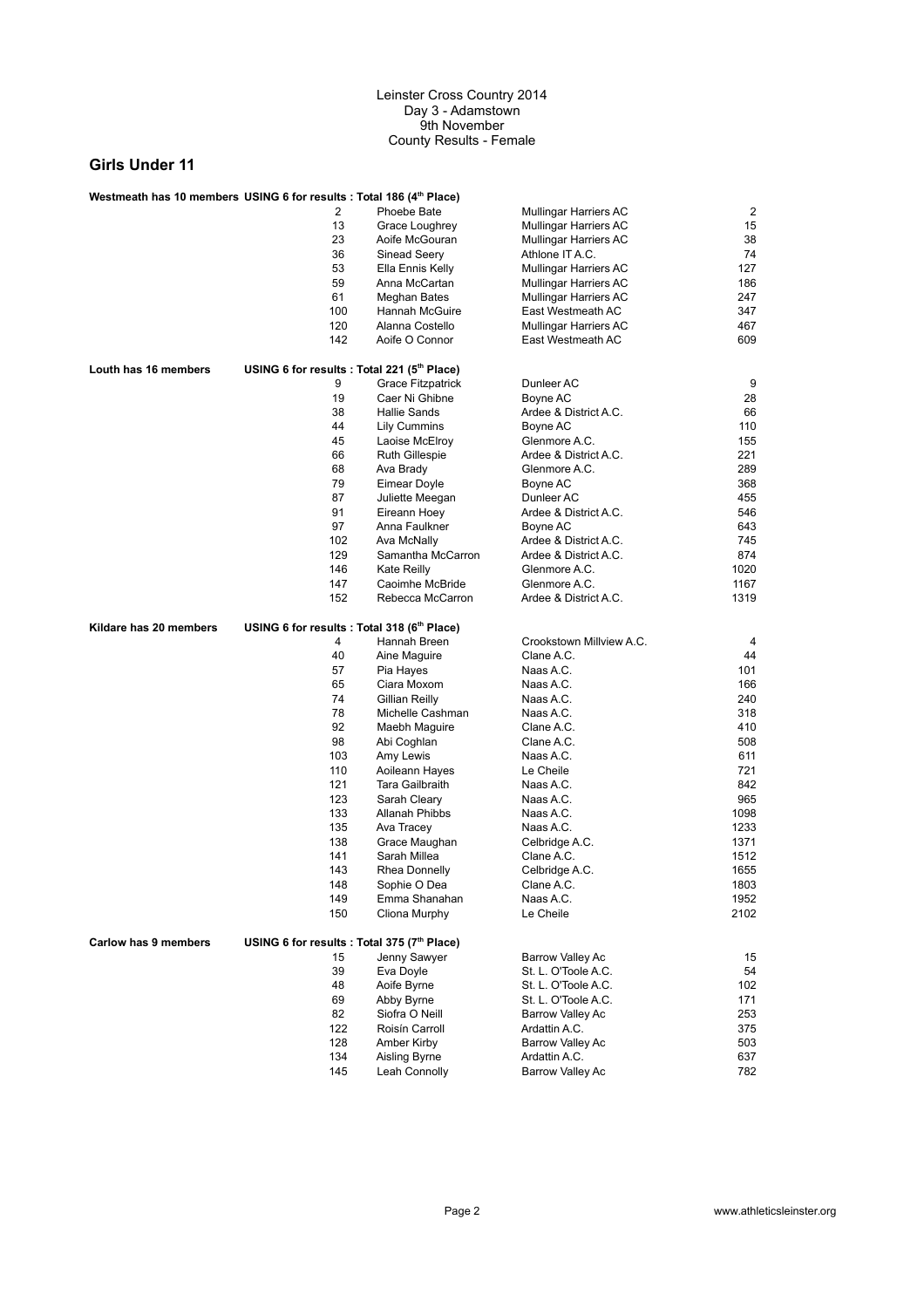Leinster Cross Country 2014
Day 3 - Adamstown
9th November
County Results - Female

## Girls Under 11

**Westmeath has 10 members USING 6 for results : Total 186 (4th Place)**

| Pos | Name | Club | Cumulative |
|---|---|---|---|
| 2 | Phoebe Bate | Mullingar Harriers AC | 2 |
| 13 | Grace Loughrey | Mullingar Harriers AC | 15 |
| 23 | Aoife McGouran | Mullingar Harriers AC | 38 |
| 36 | Sinead Seery | Athlone IT A.C. | 74 |
| 53 | Ella Ennis Kelly | Mullingar Harriers AC | 127 |
| 59 | Anna McCartan | Mullingar Harriers AC | 186 |
| 61 | Meghan Bates | Mullingar Harriers AC | 247 |
| 100 | Hannah McGuire | East Westmeath AC | 347 |
| 120 | Alanna Costello | Mullingar Harriers AC | 467 |
| 142 | Aoife O Connor | East Westmeath AC | 609 |

**Louth has 16 members USING 6 for results : Total 221 (5th Place)**

| Pos | Name | Club | Cumulative |
|---|---|---|---|
| 9 | Grace Fitzpatrick | Dunleer AC | 9 |
| 19 | Caer Ni Ghibne | Boyne AC | 28 |
| 38 | Hallie Sands | Ardee & District A.C. | 66 |
| 44 | Lily Cummins | Boyne AC | 110 |
| 45 | Laoise McElroy | Glenmore A.C. | 155 |
| 66 | Ruth Gillespie | Ardee & District A.C. | 221 |
| 68 | Ava Brady | Glenmore A.C. | 289 |
| 79 | Eimear Doyle | Boyne AC | 368 |
| 87 | Juliette Meegan | Dunleer AC | 455 |
| 91 | Eireann Hoey | Ardee & District A.C. | 546 |
| 97 | Anna Faulkner | Boyne AC | 643 |
| 102 | Ava McNally | Ardee & District A.C. | 745 |
| 129 | Samantha McCarron | Ardee & District A.C. | 874 |
| 146 | Kate Reilly | Glenmore A.C. | 1020 |
| 147 | Caoimhe McBride | Glenmore A.C. | 1167 |
| 152 | Rebecca McCarron | Ardee & District A.C. | 1319 |

**Kildare has 20 members USING 6 for results : Total 318 (6th Place)**

| Pos | Name | Club | Cumulative |
|---|---|---|---|
| 4 | Hannah Breen | Crookstown Millview A.C. | 4 |
| 40 | Aine Maguire | Clane A.C. | 44 |
| 57 | Pia Hayes | Naas A.C. | 101 |
| 65 | Ciara Moxom | Naas A.C. | 166 |
| 74 | Gillian Reilly | Naas A.C. | 240 |
| 78 | Michelle Cashman | Naas A.C. | 318 |
| 92 | Maebh Maguire | Clane A.C. | 410 |
| 98 | Abi Coghlan | Clane A.C. | 508 |
| 103 | Amy Lewis | Naas A.C. | 611 |
| 110 | Aoileann Hayes | Le Cheile | 721 |
| 121 | Tara Gailbraith | Naas A.C. | 842 |
| 123 | Sarah Cleary | Naas A.C. | 965 |
| 133 | Allanah Phibbs | Naas A.C. | 1098 |
| 135 | Ava Tracey | Naas A.C. | 1233 |
| 138 | Grace Maughan | Celbridge A.C. | 1371 |
| 141 | Sarah Millea | Clane A.C. | 1512 |
| 143 | Rhea Donnelly | Celbridge A.C. | 1655 |
| 148 | Sophie O Dea | Clane A.C. | 1803 |
| 149 | Emma Shanahan | Naas A.C. | 1952 |
| 150 | Cliona Murphy | Le Cheile | 2102 |

**Carlow has 9 members USING 6 for results : Total 375 (7th Place)**

| Pos | Name | Club | Cumulative |
|---|---|---|---|
| 15 | Jenny Sawyer | Barrow Valley Ac | 15 |
| 39 | Eva Doyle | St. L. O'Toole A.C. | 54 |
| 48 | Aoife Byrne | St. L. O'Toole A.C. | 102 |
| 69 | Abby Byrne | St. L. O'Toole A.C. | 171 |
| 82 | Siofra O Neill | Barrow Valley Ac | 253 |
| 122 | Roisín Carroll | Ardattin A.C. | 375 |
| 128 | Amber Kirby | Barrow Valley Ac | 503 |
| 134 | Aisling Byrne | Ardattin A.C. | 637 |
| 145 | Leah Connolly | Barrow Valley Ac | 782 |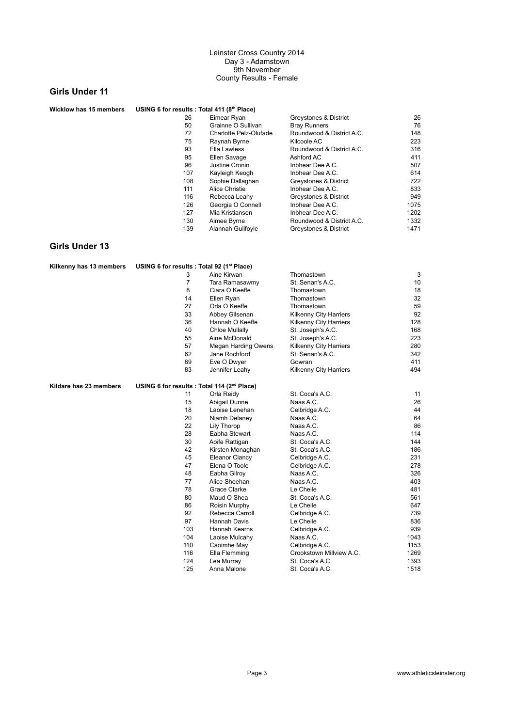Leinster Cross Country 2014
Day 3 - Adamstown
9th November
County Results - Female

## Girls Under 11

**Wicklow has 15 members** **USING 6 for results : Total 411 (8th Place)**

| Pos | Name | Club | Total |
|---|---|---|---|
| 26 | Eimear Ryan | Greystones & District | 26 |
| 50 | Grainne O Sullivan | Bray Runners | 76 |
| 72 | Charlotte Pelz-Olufade | Roundwood & District A.C. | 148 |
| 75 | Raynah Byrne | Kilcoole AC | 223 |
| 93 | Ella Lawless | Roundwood & District A.C. | 316 |
| 95 | Ellen Savage | Ashford AC | 411 |
| 96 | Justine Cronin | Inbhear Dee A.C. | 507 |
| 107 | Kayleigh Keogh | Inbhear Dee A.C. | 614 |
| 108 | Sophie Dallaghan | Greystones & District | 722 |
| 111 | Alice Christie | Inbhear Dee A.C. | 833 |
| 116 | Rebecca Leahy | Greystones & District | 949 |
| 126 | Georgia O Connell | Inbhear Dee A.C. | 1075 |
| 127 | Mia Kristiansen | Inbhear Dee A.C. | 1202 |
| 130 | Aimee Byrne | Roundwood & District A.C. | 1332 |
| 139 | Alannah Guilfoyle | Greystones & District | 1471 |

## Girls Under 13

**Kilkenny has 13 members** **USING 6 for results : Total 92 (1st Place)**

| Pos | Name | Club | Total |
|---|---|---|---|
| 3 | Aine Kirwan | Thomastown | 3 |
| 7 | Tara Ramasawmy | St. Senan's A.C. | 10 |
| 8 | Ciara O Keeffe | Thomastown | 18 |
| 14 | Ellen Ryan | Thomastown | 32 |
| 27 | Orla O Keeffe | Thomastown | 59 |
| 33 | Abbey Gilsenan | Kilkenny City Harriers | 92 |
| 36 | Hannah O Keeffe | Kilkenny City Harriers | 128 |
| 40 | Chloe Mullally | St. Joseph's A.C. | 168 |
| 55 | Aine McDonald | St. Joseph's A.C. | 223 |
| 57 | Megan Harding Owens | Kilkenny City Harriers | 280 |
| 62 | Jane Rochford | St. Senan's A.C. | 342 |
| 69 | Eve O Dwyer | Gowran | 411 |
| 83 | Jennifer Leahy | Kilkenny City Harriers | 494 |

**Kildare has 23 members** **USING 6 for results : Total 114 (2nd Place)**

| Pos | Name | Club | Total |
|---|---|---|---|
| 11 | Orla Reidy | St. Coca's A.C. | 11 |
| 15 | Abigail Dunne | Naas A.C. | 26 |
| 18 | Laoise Lenehan | Celbridge A.C. | 44 |
| 20 | Niamh Delaney | Naas A.C. | 64 |
| 22 | Lily Thorop | Naas A.C. | 86 |
| 28 | Eabha Stewart | Naas A.C. | 114 |
| 30 | Aoife Rattigan | St. Coca's A.C. | 144 |
| 42 | Kirsten Monaghan | St. Coca's A.C. | 186 |
| 45 | Eleanor Clancy | Celbridge A.C. | 231 |
| 47 | Elena O Toole | Celbridge A.C. | 278 |
| 48 | Eabha Gilroy | Naas A.C. | 326 |
| 77 | Alice Sheehan | Naas A.C. | 403 |
| 78 | Grace Clarke | Le Cheile | 481 |
| 80 | Maud O Shea | St. Coca's A.C. | 561 |
| 86 | Roisin Murphy | Le Cheile | 647 |
| 92 | Rebecca Carroll | Celbridge A.C. | 739 |
| 97 | Hannah Davis | Le Cheile | 836 |
| 103 | Hannah Kearns | Celbridge A.C. | 939 |
| 104 | Laoise Mulcahy | Naas A.C. | 1043 |
| 110 | Caoimhe May | Celbridge A.C. | 1153 |
| 116 | Ella Flemming | Crookstown Millview A.C. | 1269 |
| 124 | Lea Murray | St. Coca's A.C. | 1393 |
| 125 | Anna Malone | St. Coca's A.C. | 1518 |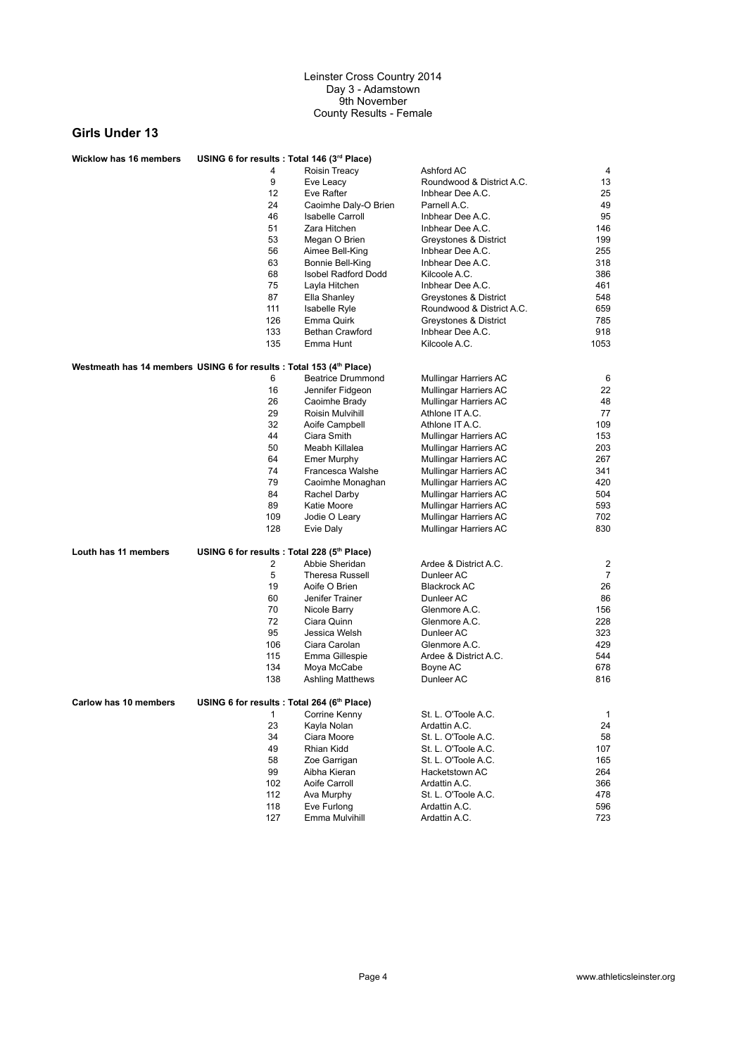Leinster Cross Country 2014
Day 3 - Adamstown
9th November
County Results - Female

## Girls Under 13

**Wicklow has 16 members** **USING 6 for results : Total 146 (3rd Place)**

| Pos | Name | Club | Total |
|---|---|---|---|
| 4 | Roisin Treacy | Ashford AC | 4 |
| 9 | Eve Leacy | Roundwood & District A.C. | 13 |
| 12 | Eve Rafter | Inbhear Dee A.C. | 25 |
| 24 | Caoimhe Daly-O Brien | Parnell A.C. | 49 |
| 46 | Isabelle Carroll | Inbhear Dee A.C. | 95 |
| 51 | Zara Hitchen | Inbhear Dee A.C. | 146 |
| 53 | Megan O Brien | Greystones & District | 199 |
| 56 | Aimee Bell-King | Inbhear Dee A.C. | 255 |
| 63 | Bonnie Bell-King | Inbhear Dee A.C. | 318 |
| 68 | Isobel Radford Dodd | Kilcoole A.C. | 386 |
| 75 | Layla Hitchen | Inbhear Dee A.C. | 461 |
| 87 | Ella Shanley | Greystones & District | 548 |
| 111 | Isabelle Ryle | Roundwood & District A.C. | 659 |
| 126 | Emma Quirk | Greystones & District | 785 |
| 133 | Bethan Crawford | Inbhear Dee A.C. | 918 |
| 135 | Emma Hunt | Kilcoole A.C. | 1053 |

**Westmeath has 14 members** **USING 6 for results : Total 153 (4th Place)**

| Pos | Name | Club | Total |
|---|---|---|---|
| 6 | Beatrice Drummond | Mullingar Harriers AC | 6 |
| 16 | Jennifer Fidgeon | Mullingar Harriers AC | 22 |
| 26 | Caoimhe Brady | Mullingar Harriers AC | 48 |
| 29 | Roisin Mulvihill | Athlone IT A.C. | 77 |
| 32 | Aoife Campbell | Athlone IT A.C. | 109 |
| 44 | Ciara Smith | Mullingar Harriers AC | 153 |
| 50 | Meabh Killalea | Mullingar Harriers AC | 203 |
| 64 | Emer Murphy | Mullingar Harriers AC | 267 |
| 74 | Francesca Walshe | Mullingar Harriers AC | 341 |
| 79 | Caoimhe Monaghan | Mullingar Harriers AC | 420 |
| 84 | Rachel Darby | Mullingar Harriers AC | 504 |
| 89 | Katie Moore | Mullingar Harriers AC | 593 |
| 109 | Jodie O Leary | Mullingar Harriers AC | 702 |
| 128 | Evie Daly | Mullingar Harriers AC | 830 |

**Louth has 11 members** **USING 6 for results : Total 228 (5th Place)**

| Pos | Name | Club | Total |
|---|---|---|---|
| 2 | Abbie Sheridan | Ardee & District A.C. | 2 |
| 5 | Theresa Russell | Dunleer AC | 7 |
| 19 | Aoife O Brien | Blackrock AC | 26 |
| 60 | Jenifer Trainer | Dunleer AC | 86 |
| 70 | Nicole Barry | Glenmore A.C. | 156 |
| 72 | Ciara Quinn | Glenmore A.C. | 228 |
| 95 | Jessica Welsh | Dunleer AC | 323 |
| 106 | Ciara Carolan | Glenmore A.C. | 429 |
| 115 | Emma Gillespie | Ardee & District A.C. | 544 |
| 134 | Moya McCabe | Boyne AC | 678 |
| 138 | Ashling Matthews | Dunleer AC | 816 |

**Carlow has 10 members** **USING 6 for results : Total 264 (6th Place)**

| Pos | Name | Club | Total |
|---|---|---|---|
| 1 | Corrine Kenny | St. L. O'Toole A.C. | 1 |
| 23 | Kayla Nolan | Ardattin A.C. | 24 |
| 34 | Ciara Moore | St. L. O'Toole A.C. | 58 |
| 49 | Rhian Kidd | St. L. O'Toole A.C. | 107 |
| 58 | Zoe Garrigan | St. L. O'Toole A.C. | 165 |
| 99 | Aibha Kieran | Hacketstown AC | 264 |
| 102 | Aoife Carroll | Ardattin A.C. | 366 |
| 112 | Ava Murphy | St. L. O'Toole A.C. | 478 |
| 118 | Eve Furlong | Ardattin A.C. | 596 |
| 127 | Emma Mulvihill | Ardattin A.C. | 723 |

www.athleticsleinster.org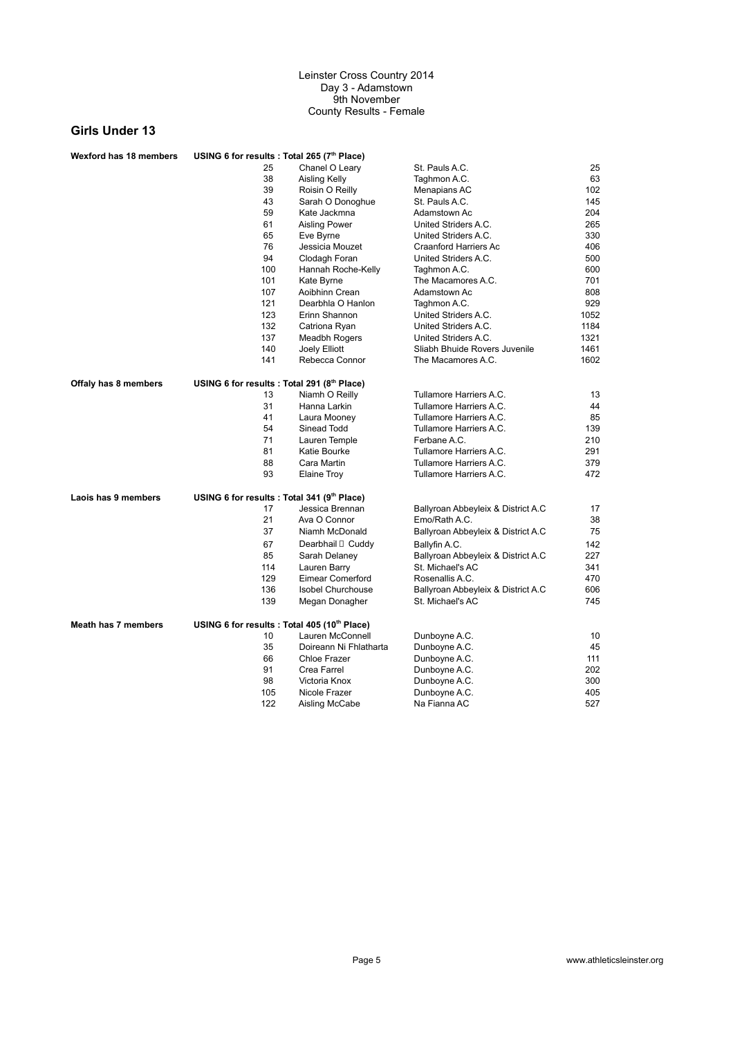Leinster Cross Country 2014
Day 3 - Adamstown
9th November
County Results - Female

## Girls Under 13

**Wexford has 18 members** — **USING 6 for results : Total 265 (7th Place)**

| Pos | Name | Club | Cumulative |
|---|---|---|---|
| 25 | Chanel O Leary | St. Pauls A.C. | 25 |
| 38 | Aisling Kelly | Taghmon A.C. | 63 |
| 39 | Roisin O Reilly | Menapians AC | 102 |
| 43 | Sarah O Donoghue | St. Pauls A.C. | 145 |
| 59 | Kate Jackmna | Adamstown Ac | 204 |
| 61 | Aisling Power | United Striders A.C. | 265 |
| 65 | Eve Byrne | United Striders A.C. | 330 |
| 76 | Jessicia Mouzet | Craanford Harriers Ac | 406 |
| 94 | Clodagh Foran | United Striders A.C. | 500 |
| 100 | Hannah Roche-Kelly | Taghmon A.C. | 600 |
| 101 | Kate Byrne | The Macamores A.C. | 701 |
| 107 | Aoibhinn Crean | Adamstown Ac | 808 |
| 121 | Dearbhla O Hanlon | Taghmon A.C. | 929 |
| 123 | Erinn Shannon | United Striders A.C. | 1052 |
| 132 | Catriona Ryan | United Striders A.C. | 1184 |
| 137 | Meadbh Rogers | United Striders A.C. | 1321 |
| 140 | Joely Elliott | Sliabh Bhuide Rovers Juvenile | 1461 |
| 141 | Rebecca Connor | The Macamores A.C. | 1602 |

**Offaly has 8 members** — **USING 6 for results : Total 291 (8th Place)**

| Pos | Name | Club | Cumulative |
|---|---|---|---|
| 13 | Niamh O Reilly | Tullamore Harriers A.C. | 13 |
| 31 | Hanna Larkin | Tullamore Harriers A.C. | 44 |
| 41 | Laura Mooney | Tullamore Harriers A.C. | 85 |
| 54 | Sinead Todd | Tullamore Harriers A.C. | 139 |
| 71 | Lauren Temple | Ferbane A.C. | 210 |
| 81 | Katie Bourke | Tullamore Harriers A.C. | 291 |
| 88 | Cara Martin | Tullamore Harriers A.C. | 379 |
| 93 | Elaine Troy | Tullamore Harriers A.C. | 472 |

**Laois has 9 members** — **USING 6 for results : Total 341 (9th Place)**

| Pos | Name | Club | Cumulative |
|---|---|---|---|
| 17 | Jessica Brennan | Ballyroan Abbeyleix & District A.C | 17 |
| 21 | Ava O Connor | Emo/Rath A.C. | 38 |
| 37 | Niamh McDonald | Ballyroan Abbeyleix & District A.C | 75 |
| 67 | Dearbhail  Cuddy | Ballyfin A.C. | 142 |
| 85 | Sarah Delaney | Ballyroan Abbeyleix & District A.C | 227 |
| 114 | Lauren Barry | St. Michael's AC | 341 |
| 129 | Eimear Comerford | Rosenallis A.C. | 470 |
| 136 | Isobel Churchouse | Ballyroan Abbeyleix & District A.C | 606 |
| 139 | Megan Donagher | St. Michael's AC | 745 |

**Meath has 7 members** — **USING 6 for results : Total 405 (10th Place)**

| Pos | Name | Club | Cumulative |
|---|---|---|---|
| 10 | Lauren McConnell | Dunboyne A.C. | 10 |
| 35 | Doireann Ni Fhlatharta | Dunboyne A.C. | 45 |
| 66 | Chloe Frazer | Dunboyne A.C. | 111 |
| 91 | Crea Farrel | Dunboyne A.C. | 202 |
| 98 | Victoria Knox | Dunboyne A.C. | 300 |
| 105 | Nicole Frazer | Dunboyne A.C. | 405 |
| 122 | Aisling McCabe | Na Fianna AC | 527 |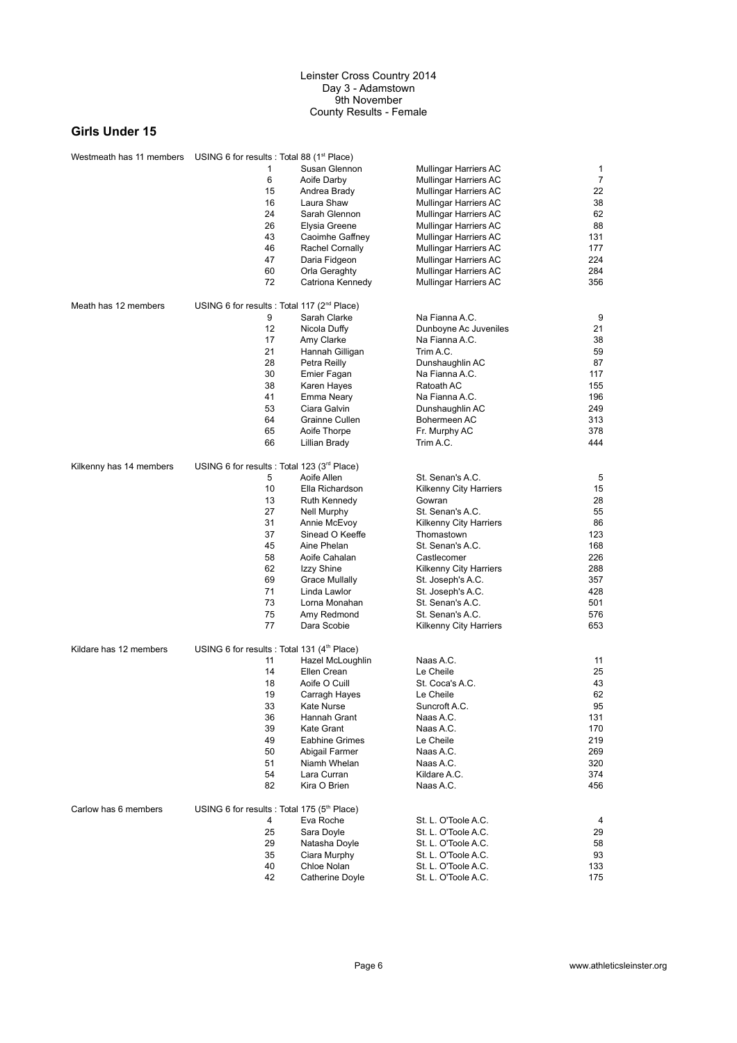Leinster Cross Country 2014
Day 3 - Adamstown
9th November
County Results - Female

## Girls Under 15

Westmeath has 11 members — USING 6 for results : Total 88 (1st Place)

| Pos | Name | Club | Total |
|---|---|---|---|
| 1 | Susan Glennon | Mullingar Harriers AC | 1 |
| 6 | Aoife Darby | Mullingar Harriers AC | 7 |
| 15 | Andrea Brady | Mullingar Harriers AC | 22 |
| 16 | Laura Shaw | Mullingar Harriers AC | 38 |
| 24 | Sarah Glennon | Mullingar Harriers AC | 62 |
| 26 | Elysia Greene | Mullingar Harriers AC | 88 |
| 43 | Caoimhe Gaffney | Mullingar Harriers AC | 131 |
| 46 | Rachel Cornally | Mullingar Harriers AC | 177 |
| 47 | Daria Fidgeon | Mullingar Harriers AC | 224 |
| 60 | Orla Geraghty | Mullingar Harriers AC | 284 |
| 72 | Catriona Kennedy | Mullingar Harriers AC | 356 |

Meath has 12 members — USING 6 for results : Total 117 (2nd Place)

| Pos | Name | Club | Total |
|---|---|---|---|
| 9 | Sarah Clarke | Na Fianna A.C. | 9 |
| 12 | Nicola Duffy | Dunboyne Ac Juveniles | 21 |
| 17 | Amy Clarke | Na Fianna A.C. | 38 |
| 21 | Hannah Gilligan | Trim A.C. | 59 |
| 28 | Petra Reilly | Dunshaughlin AC | 87 |
| 30 | Emier Fagan | Na Fianna A.C. | 117 |
| 38 | Karen Hayes | Ratoath AC | 155 |
| 41 | Emma Neary | Na Fianna A.C. | 196 |
| 53 | Ciara Galvin | Dunshaughlin AC | 249 |
| 64 | Grainne Cullen | Bohermeen AC | 313 |
| 65 | Aoife Thorpe | Fr. Murphy AC | 378 |
| 66 | Lillian Brady | Trim A.C. | 444 |

Kilkenny has 14 members — USING 6 for results : Total 123 (3rd Place)

| Pos | Name | Club | Total |
|---|---|---|---|
| 5 | Aoife Allen | St. Senan's A.C. | 5 |
| 10 | Ella Richardson | Kilkenny City Harriers | 15 |
| 13 | Ruth Kennedy | Gowran | 28 |
| 27 | Nell Murphy | St. Senan's A.C. | 55 |
| 31 | Annie McEvoy | Kilkenny City Harriers | 86 |
| 37 | Sinead O Keeffe | Thomastown | 123 |
| 45 | Aine Phelan | St. Senan's A.C. | 168 |
| 58 | Aoife Cahalan | Castlecomer | 226 |
| 62 | Izzy Shine | Kilkenny City Harriers | 288 |
| 69 | Grace Mullally | St. Joseph's A.C. | 357 |
| 71 | Linda Lawlor | St. Joseph's A.C. | 428 |
| 73 | Lorna Monahan | St. Senan's A.C. | 501 |
| 75 | Amy Redmond | St. Senan's A.C. | 576 |
| 77 | Dara Scobie | Kilkenny City Harriers | 653 |

Kildare has 12 members — USING 6 for results : Total 131 (4th Place)

| Pos | Name | Club | Total |
|---|---|---|---|
| 11 | Hazel McLoughlin | Naas A.C. | 11 |
| 14 | Ellen Crean | Le Cheile | 25 |
| 18 | Aoife O Cuill | St. Coca's A.C. | 43 |
| 19 | Carragh Hayes | Le Cheile | 62 |
| 33 | Kate Nurse | Suncroft A.C. | 95 |
| 36 | Hannah Grant | Naas A.C. | 131 |
| 39 | Kate Grant | Naas A.C. | 170 |
| 49 | Eabhine Grimes | Le Cheile | 219 |
| 50 | Abigail Farmer | Naas A.C. | 269 |
| 51 | Niamh Whelan | Naas A.C. | 320 |
| 54 | Lara Curran | Kildare A.C. | 374 |
| 82 | Kira O Brien | Naas A.C. | 456 |

Carlow has 6 members — USING 6 for results : Total 175 (5th Place)

| Pos | Name | Club | Total |
|---|---|---|---|
| 4 | Eva Roche | St. L. O'Toole A.C. | 4 |
| 25 | Sara Doyle | St. L. O'Toole A.C. | 29 |
| 29 | Natasha Doyle | St. L. O'Toole A.C. | 58 |
| 35 | Ciara Murphy | St. L. O'Toole A.C. | 93 |
| 40 | Chloe Nolan | St. L. O'Toole A.C. | 133 |
| 42 | Catherine Doyle | St. L. O'Toole A.C. | 175 |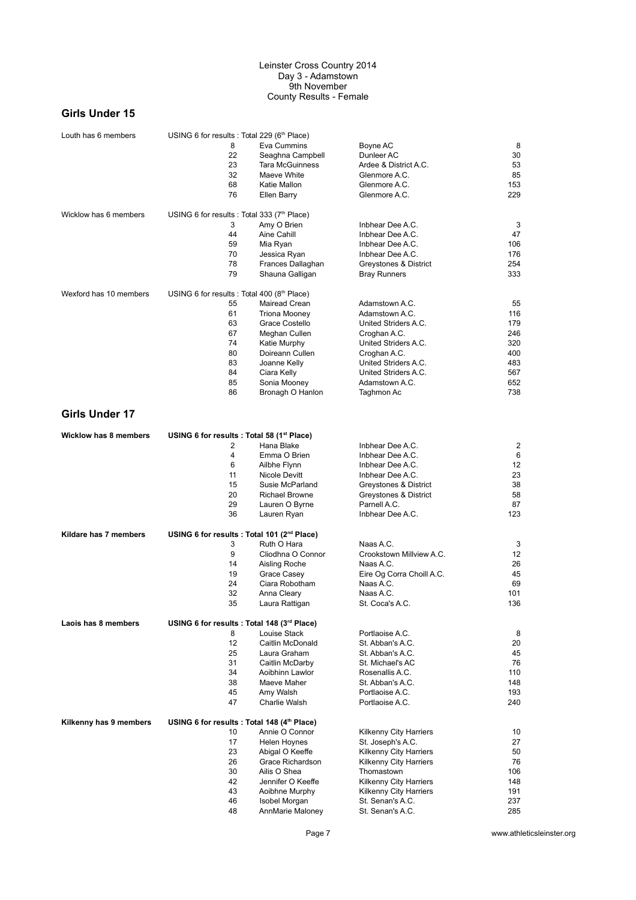Leinster Cross Country 2014
Day 3 - Adamstown
9th November
County Results - Female

## Girls Under 15

Louth has 6 members — USING 6 for results : Total 229 (6th Place)

| Pos | Name | Club | Total |
|---|---|---|---|
| 8 | Eva Cummins | Boyne AC | 8 |
| 22 | Seaghna Campbell | Dunleer AC | 30 |
| 23 | Tara McGuinness | Ardee & District A.C. | 53 |
| 32 | Maeve White | Glenmore A.C. | 85 |
| 68 | Katie Mallon | Glenmore A.C. | 153 |
| 76 | Ellen Barry | Glenmore A.C. | 229 |

Wicklow has 6 members — USING 6 for results : Total 333 (7th Place)

| Pos | Name | Club | Total |
|---|---|---|---|
| 3 | Amy O Brien | Inbhear Dee A.C. | 3 |
| 44 | Aine Cahill | Inbhear Dee A.C. | 47 |
| 59 | Mia Ryan | Inbhear Dee A.C. | 106 |
| 70 | Jessica Ryan | Inbhear Dee A.C. | 176 |
| 78 | Frances Dallaghan | Greystones & District | 254 |
| 79 | Shauna Galligan | Bray Runners | 333 |

Wexford has 10 members — USING 6 for results : Total 400 (8th Place)

| Pos | Name | Club | Total |
|---|---|---|---|
| 55 | Mairead Crean | Adamstown A.C. | 55 |
| 61 | Triona Mooney | Adamstown A.C. | 116 |
| 63 | Grace Costello | United Striders A.C. | 179 |
| 67 | Meghan Cullen | Croghan A.C. | 246 |
| 74 | Katie Murphy | United Striders A.C. | 320 |
| 80 | Doireann Cullen | Croghan A.C. | 400 |
| 83 | Joanne Kelly | United Striders A.C. | 483 |
| 84 | Ciara Kelly | United Striders A.C. | 567 |
| 85 | Sonia Mooney | Adamstown A.C. | 652 |
| 86 | Bronagh O Hanlon | Taghmon Ac | 738 |

## Girls Under 17

**Wicklow has 8 members — USING 6 for results : Total 58 (1st Place)**

| Pos | Name | Club | Total |
|---|---|---|---|
| 2 | Hana Blake | Inbhear Dee A.C. | 2 |
| 4 | Emma O Brien | Inbhear Dee A.C. | 6 |
| 6 | Ailbhe Flynn | Inbhear Dee A.C. | 12 |
| 11 | Nicole Devitt | Inbhear Dee A.C. | 23 |
| 15 | Susie McParland | Greystones & District | 38 |
| 20 | Richael Browne | Greystones & District | 58 |
| 29 | Lauren O Byrne | Parnell A.C. | 87 |
| 36 | Lauren Ryan | Inbhear Dee A.C. | 123 |

**Kildare has 7 members — USING 6 for results : Total 101 (2nd Place)**

| Pos | Name | Club | Total |
|---|---|---|---|
| 3 | Ruth O Hara | Naas A.C. | 3 |
| 9 | Cliodhna O Connor | Crookstown Millview A.C. | 12 |
| 14 | Aisling Roche | Naas A.C. | 26 |
| 19 | Grace Casey | Eire Og Corra Choill A.C. | 45 |
| 24 | Ciara Robotham | Naas A.C. | 69 |
| 32 | Anna Cleary | Naas A.C. | 101 |
| 35 | Laura Rattigan | St. Coca's A.C. | 136 |

**Laois has 8 members — USING 6 for results : Total 148 (3rd Place)**

| Pos | Name | Club | Total |
|---|---|---|---|
| 8 | Louise Stack | Portlaoise A.C. | 8 |
| 12 | Caitlin McDonald | St. Abban's A.C. | 20 |
| 25 | Laura Graham | St. Abban's A.C. | 45 |
| 31 | Caitlin McDarby | St. Michael's AC | 76 |
| 34 | Aoibhinn Lawlor | Rosenallis A.C. | 110 |
| 38 | Maeve Maher | St. Abban's A.C. | 148 |
| 45 | Amy Walsh | Portlaoise A.C. | 193 |
| 47 | Charlie Walsh | Portlaoise A.C. | 240 |

**Kilkenny has 9 members — USING 6 for results : Total 148 (4th Place)**

| Pos | Name | Club | Total |
|---|---|---|---|
| 10 | Annie O Connor | Kilkenny City Harriers | 10 |
| 17 | Helen Hoynes | St. Joseph's A.C. | 27 |
| 23 | Abigal O Keeffe | Kilkenny City Harriers | 50 |
| 26 | Grace Richardson | Kilkenny City Harriers | 76 |
| 30 | Ailis O Shea | Thomastown | 106 |
| 42 | Jennifer O Keeffe | Kilkenny City Harriers | 148 |
| 43 | Aoibhne Murphy | Kilkenny City Harriers | 191 |
| 46 | Isobel Morgan | St. Senan's A.C. | 237 |
| 48 | AnnMarie Maloney | St. Senan's A.C. | 285 |

www.athleticsleinster.org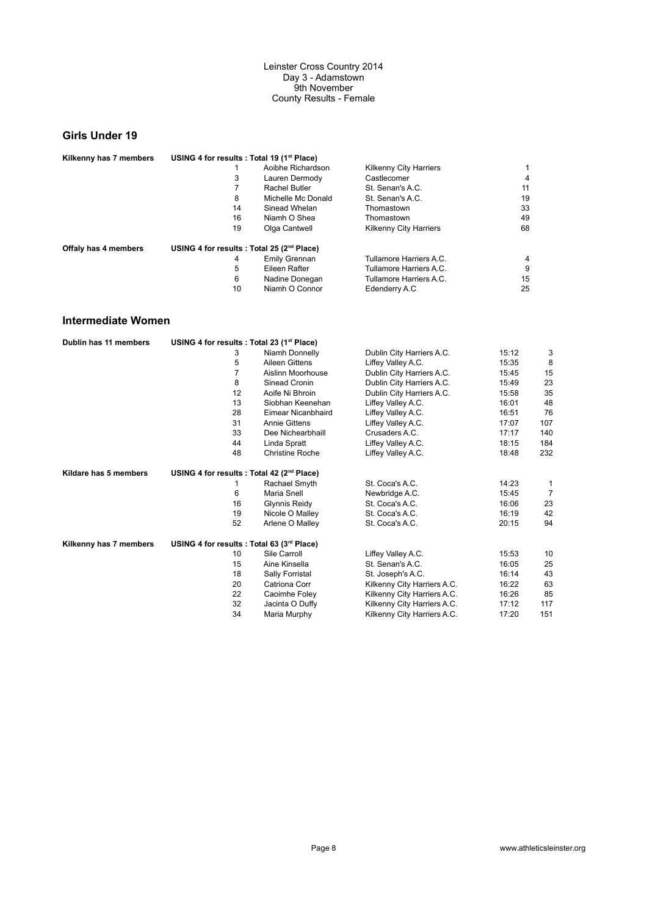Leinster Cross Country 2014
Day 3 - Adamstown
9th November
County Results - Female

## Girls Under 19

| | | | | |
|---|---|---|---|---|
| **Kilkenny has 7 members** | **USING 4 for results : Total 19 (1st Place)** | | | |
| | 1 | Aoibhe Richardson | Kilkenny City Harriers | 1 |
| | 3 | Lauren Dermody | Castlecomer | 4 |
| | 7 | Rachel Butler | St. Senan's A.C. | 11 |
| | 8 | Michelle Mc Donald | St. Senan's A.C. | 19 |
| | 14 | Sinead Whelan | Thomastown | 33 |
| | 16 | Niamh O Shea | Thomastown | 49 |
| | 19 | Olga Cantwell | Kilkenny City Harriers | 68 |
| **Offaly has 4 members** | **USING 4 for results : Total 25 (2nd Place)** | | | |
| | 4 | Emily Grennan | Tullamore Harriers A.C. | 4 |
| | 5 | Eileen Rafter | Tullamore Harriers A.C. | 9 |
| | 6 | Nadine Donegan | Tullamore Harriers A.C. | 15 |
| | 10 | Niamh O Connor | Edenderry A.C | 25 |

## Intermediate Women

| | | | | | |
|---|---|---|---|---|---|
| **Dublin has 11 members** | **USING 4 for results : Total 23 (1st Place)** | | | | |
| | 3 | Niamh Donnelly | Dublin City Harriers A.C. | 15:12 | 3 |
| | 5 | Aileen Gittens | Liffey Valley A.C. | 15:35 | 8 |
| | 7 | Aislinn Moorhouse | Dublin City Harriers A.C. | 15:45 | 15 |
| | 8 | Sinead Cronin | Dublin City Harriers A.C. | 15:49 | 23 |
| | 12 | Aoife Ni Bhroin | Dublin City Harriers A.C. | 15:58 | 35 |
| | 13 | Siobhan Keenehan | Liffey Valley A.C. | 16:01 | 48 |
| | 28 | Eimear Nicanbhaird | Liffey Valley A.C. | 16:51 | 76 |
| | 31 | Annie Gittens | Liffey Valley A.C. | 17:07 | 107 |
| | 33 | Dee Nichearbhaill | Crusaders A.C. | 17:17 | 140 |
| | 44 | Linda Spratt | Liffey Valley A.C. | 18:15 | 184 |
| | 48 | Christine Roche | Liffey Valley A.C. | 18:48 | 232 |
| **Kildare has 5 members** | **USING 4 for results : Total 42 (2nd Place)** | | | | |
| | 1 | Rachael Smyth | St. Coca's A.C. | 14:23 | 1 |
| | 6 | Maria Snell | Newbridge A.C. | 15:45 | 7 |
| | 16 | Glynnis Reidy | St. Coca's A.C. | 16:06 | 23 |
| | 19 | Nicole O Malley | St. Coca's A.C. | 16:19 | 42 |
| | 52 | Arlene O Malley | St. Coca's A.C. | 20:15 | 94 |
| **Kilkenny has 7 members** | **USING 4 for results : Total 63 (3rd Place)** | | | | |
| | 10 | Sile Carroll | Liffey Valley A.C. | 15:53 | 10 |
| | 15 | Aine Kinsella | St. Senan's A.C. | 16:05 | 25 |
| | 18 | Sally Forristal | St. Joseph's A.C. | 16:14 | 43 |
| | 20 | Catriona Corr | Kilkenny City Harriers A.C. | 16:22 | 63 |
| | 22 | Caoimhe Foley | Kilkenny City Harriers A.C. | 16:26 | 85 |
| | 32 | Jacinta O Duffy | Kilkenny City Harriers A.C. | 17:12 | 117 |
| | 34 | Maria Murphy | Kilkenny City Harriers A.C. | 17:20 | 151 |